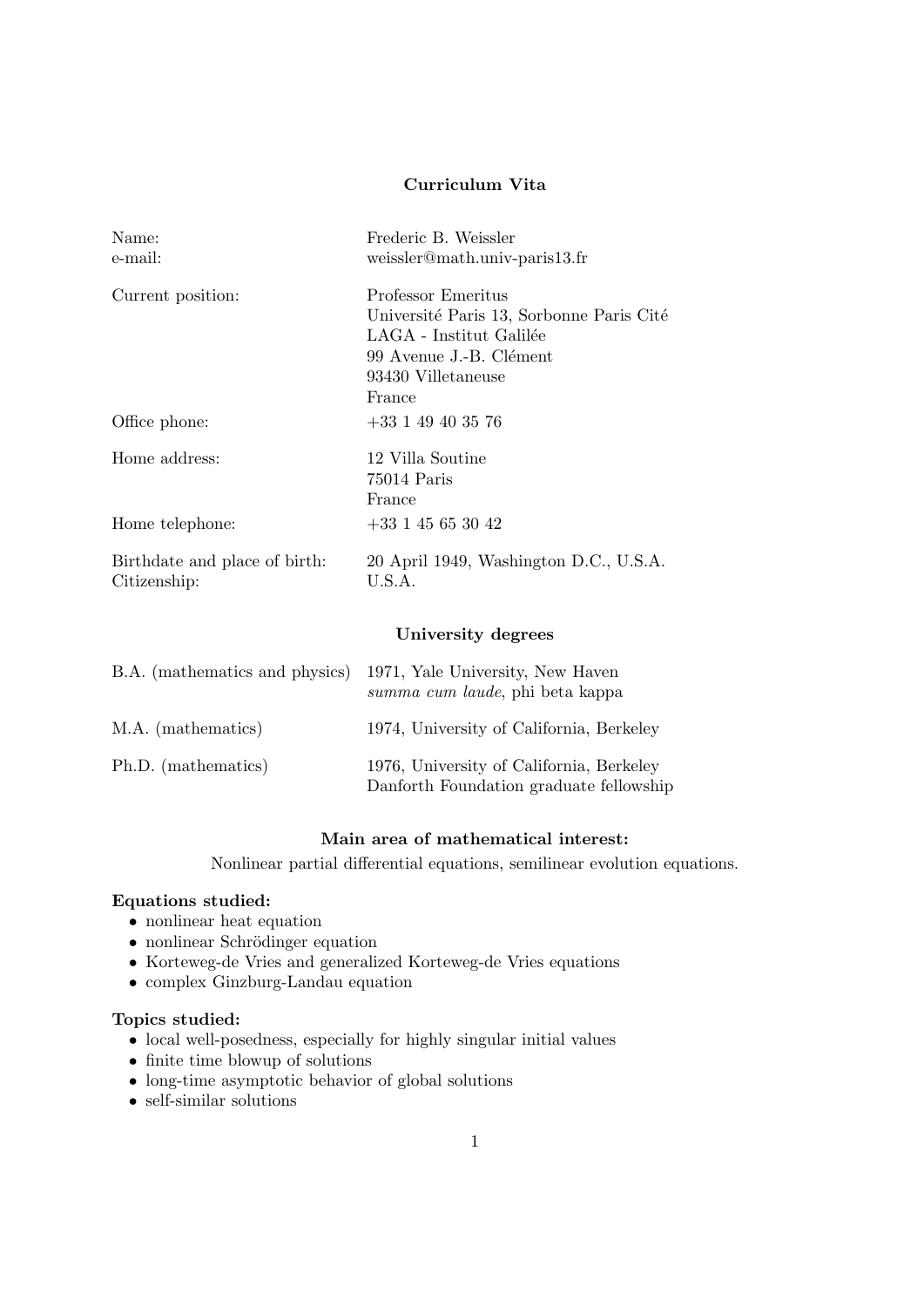# Curriculum Vita

| | |
|---|---|
| Name: | Frederic B. Weissler |
| e-mail: | weissler@math.univ-paris13.fr |
| Current position: | Professor Emeritus<br>Université Paris 13, Sorbonne Paris Cité<br>LAGA - Institut Galilée<br>99 Avenue J.-B. Clément<br>93430 Villetaneuse<br>France |
| Office phone: | +33 1 49 40 35 76 |
| Home address: | 12 Villa Soutine<br>75014 Paris<br>France |
| Home telephone: | +33 1 45 65 30 42 |
| Birthdate and place of birth: | 20 April 1949, Washington D.C., U.S.A. |
| Citizenship: | U.S.A. |

## University degrees

| | |
|---|---|
| B.A. (mathematics and physics) | 1971, Yale University, New Haven<br>*summa cum laude*, phi beta kappa |
| M.A. (mathematics) | 1974, University of California, Berkeley |
| Ph.D. (mathematics) | 1976, University of California, Berkeley<br>Danforth Foundation graduate fellowship |

## Main area of mathematical interest:

Nonlinear partial differential equations, semilinear evolution equations.

**Equations studied:**

- nonlinear heat equation
- nonlinear Schrödinger equation
- Korteweg-de Vries and generalized Korteweg-de Vries equations
- complex Ginzburg-Landau equation

**Topics studied:**

- local well-posedness, especially for highly singular initial values
- finite time blowup of solutions
- long-time asymptotic behavior of global solutions
- self-similar solutions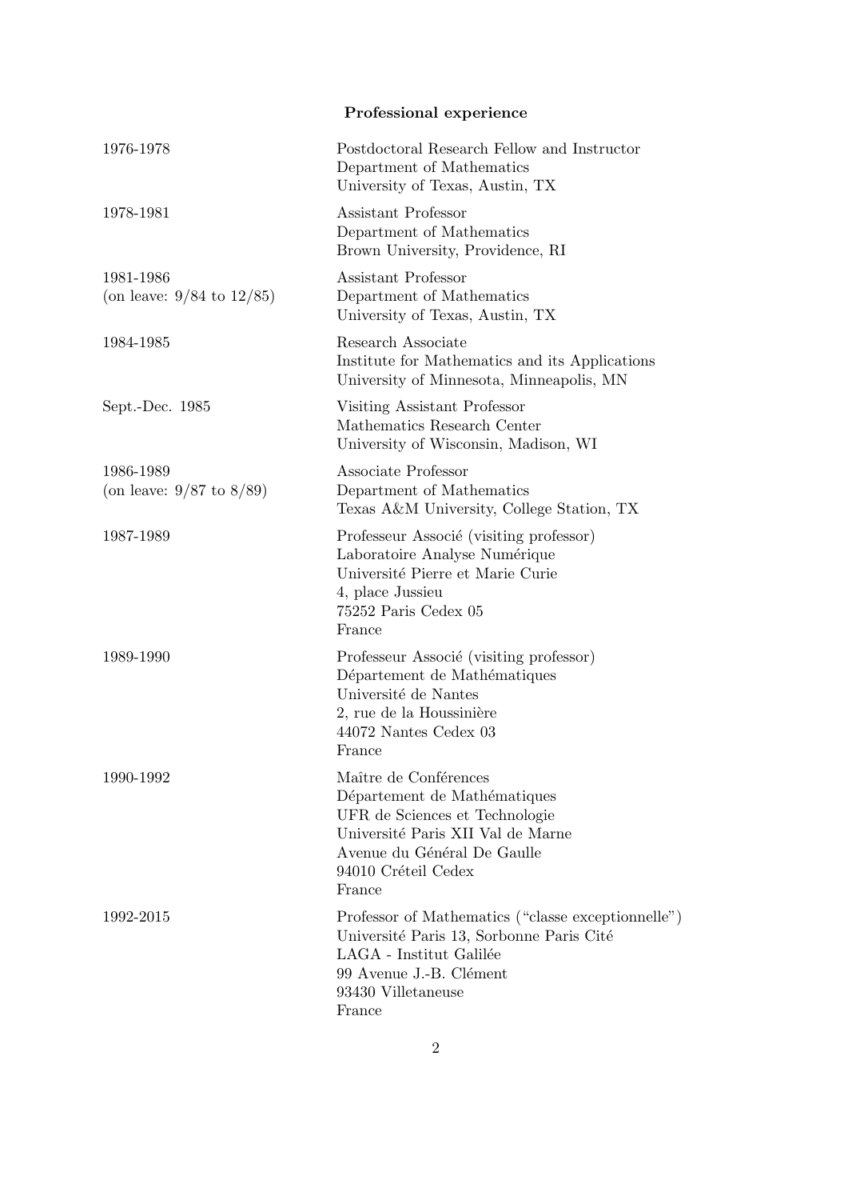**Professional experience**

| | |
|---|---|
| 1976-1978 | Postdoctoral Research Fellow and Instructor<br>Department of Mathematics<br>University of Texas, Austin, TX |
| 1978-1981 | Assistant Professor<br>Department of Mathematics<br>Brown University, Providence, RI |
| 1981-1986<br>(on leave: 9/84 to 12/85) | Assistant Professor<br>Department of Mathematics<br>University of Texas, Austin, TX |
| 1984-1985 | Research Associate<br>Institute for Mathematics and its Applications<br>University of Minnesota, Minneapolis, MN |
| Sept.-Dec. 1985 | Visiting Assistant Professor<br>Mathematics Research Center<br>University of Wisconsin, Madison, WI |
| 1986-1989<br>(on leave: 9/87 to 8/89) | Associate Professor<br>Department of Mathematics<br>Texas A&M University, College Station, TX |
| 1987-1989 | Professeur Associé (visiting professor)<br>Laboratoire Analyse Numérique<br>Université Pierre et Marie Curie<br>4, place Jussieu<br>75252 Paris Cedex 05<br>France |
| 1989-1990 | Professeur Associé (visiting professor)<br>Département de Mathématiques<br>Université de Nantes<br>2, rue de la Houssinière<br>44072 Nantes Cedex 03<br>France |
| 1990-1992 | Maître de Conférences<br>Département de Mathématiques<br>UFR de Sciences et Technologie<br>Université Paris XII Val de Marne<br>Avenue du Général De Gaulle<br>94010 Créteil Cedex<br>France |
| 1992-2015 | Professor of Mathematics ("classe exceptionnelle")<br>Université Paris 13, Sorbonne Paris Cité<br>LAGA - Institut Galilée<br>99 Avenue J.-B. Clément<br>93430 Villetaneuse<br>France |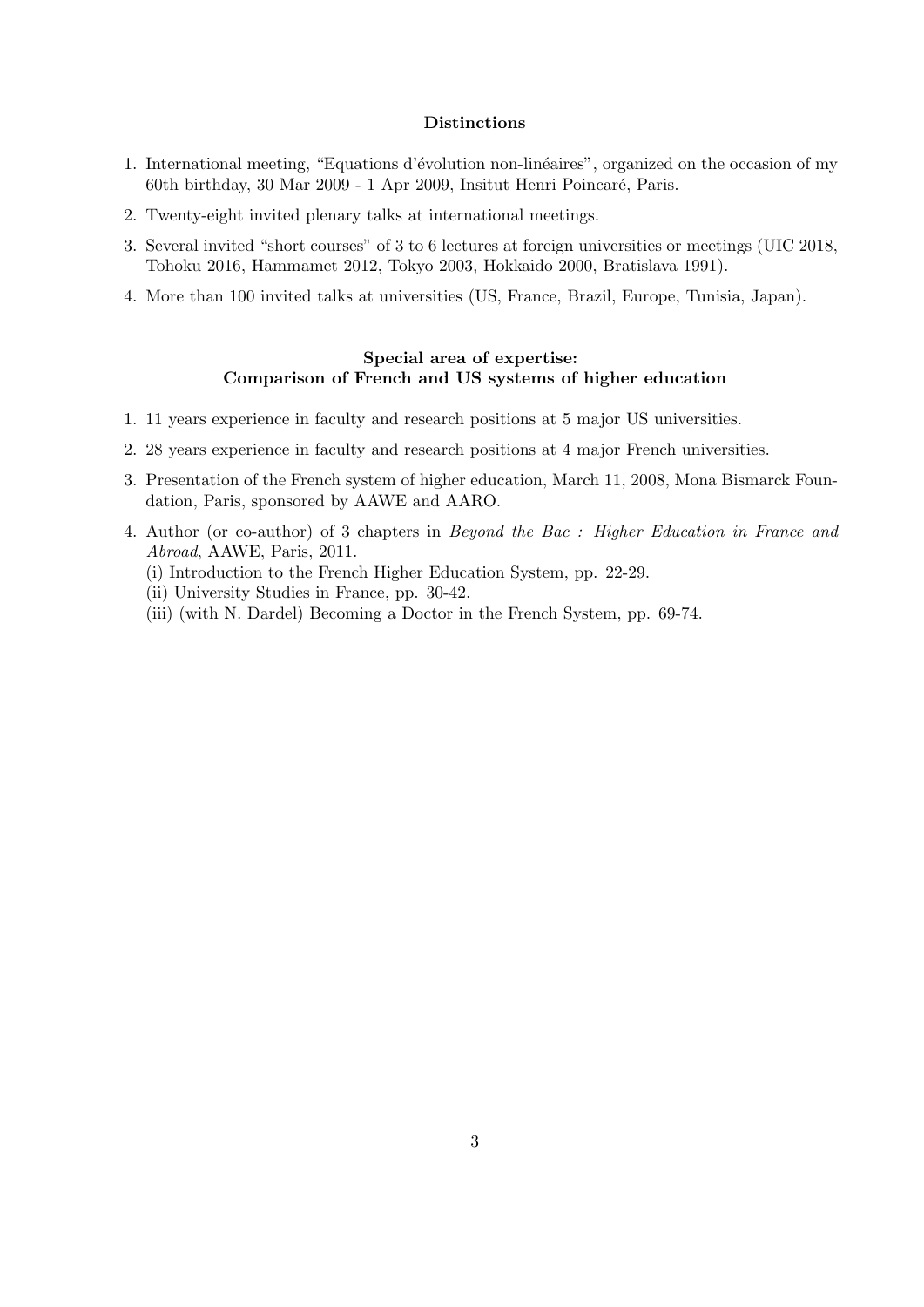## Distinctions

1. International meeting, "Equations d'évolution non-linéaires", organized on the occasion of my 60th birthday, 30 Mar 2009 - 1 Apr 2009, Insitut Henri Poincaré, Paris.
2. Twenty-eight invited plenary talks at international meetings.
3. Several invited "short courses" of 3 to 6 lectures at foreign universities or meetings (UIC 2018, Tohoku 2016, Hammamet 2012, Tokyo 2003, Hokkaido 2000, Bratislava 1991).
4. More than 100 invited talks at universities (US, France, Brazil, Europe, Tunisia, Japan).

## Special area of expertise: Comparison of French and US systems of higher education

1. 11 years experience in faculty and research positions at 5 major US universities.
2. 28 years experience in faculty and research positions at 4 major French universities.
3. Presentation of the French system of higher education, March 11, 2008, Mona Bismarck Foundation, Paris, sponsored by AAWE and AARO.
4. Author (or co-author) of 3 chapters in *Beyond the Bac : Higher Education in France and Abroad*, AAWE, Paris, 2011.
   (i) Introduction to the French Higher Education System, pp. 22-29.
   (ii) University Studies in France, pp. 30-42.
   (iii) (with N. Dardel) Becoming a Doctor in the French System, pp. 69-74.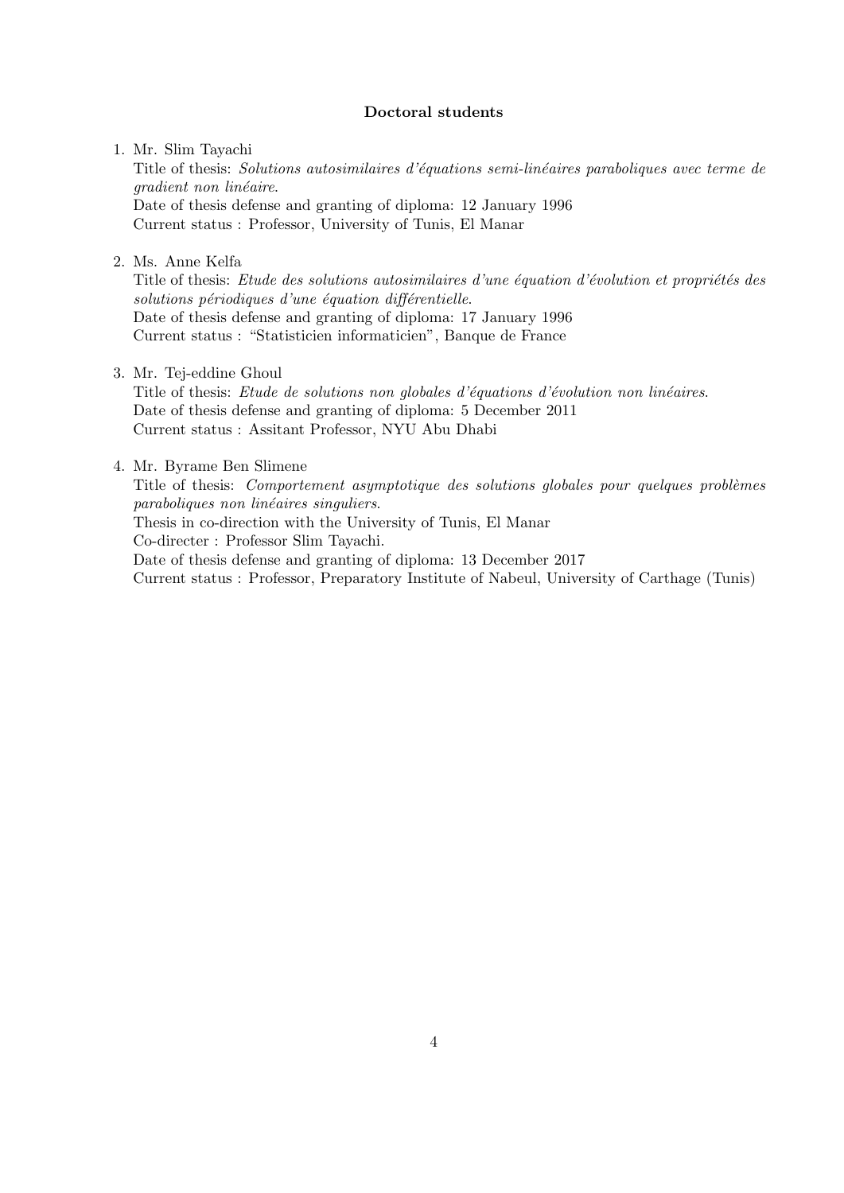**Doctoral students**

1. Mr. Slim Tayachi
   Title of thesis: *Solutions autosimilaires d'équations semi-linéaires paraboliques avec terme de gradient non linéaire*.
   Date of thesis defense and granting of diploma: 12 January 1996
   Current status : Professor, University of Tunis, El Manar

2. Ms. Anne Kelfa
   Title of thesis: *Etude des solutions autosimilaires d'une équation d'évolution et propriétés des solutions périodiques d'une équation différentielle*.
   Date of thesis defense and granting of diploma: 17 January 1996
   Current status : "Statisticien informaticien", Banque de France

3. Mr. Tej-eddine Ghoul
   Title of thesis: *Etude de solutions non globales d'équations d'évolution non linéaires*.
   Date of thesis defense and granting of diploma: 5 December 2011
   Current status : Assitant Professor, NYU Abu Dhabi

4. Mr. Byrame Ben Slimene
   Title of thesis: *Comportement asymptotique des solutions globales pour quelques problèmes paraboliques non linéaires singuliers*.
   Thesis in co-direction with the University of Tunis, El Manar
   Co-directer : Professor Slim Tayachi.
   Date of thesis defense and granting of diploma: 13 December 2017
   Current status : Professor, Preparatory Institute of Nabeul, University of Carthage (Tunis)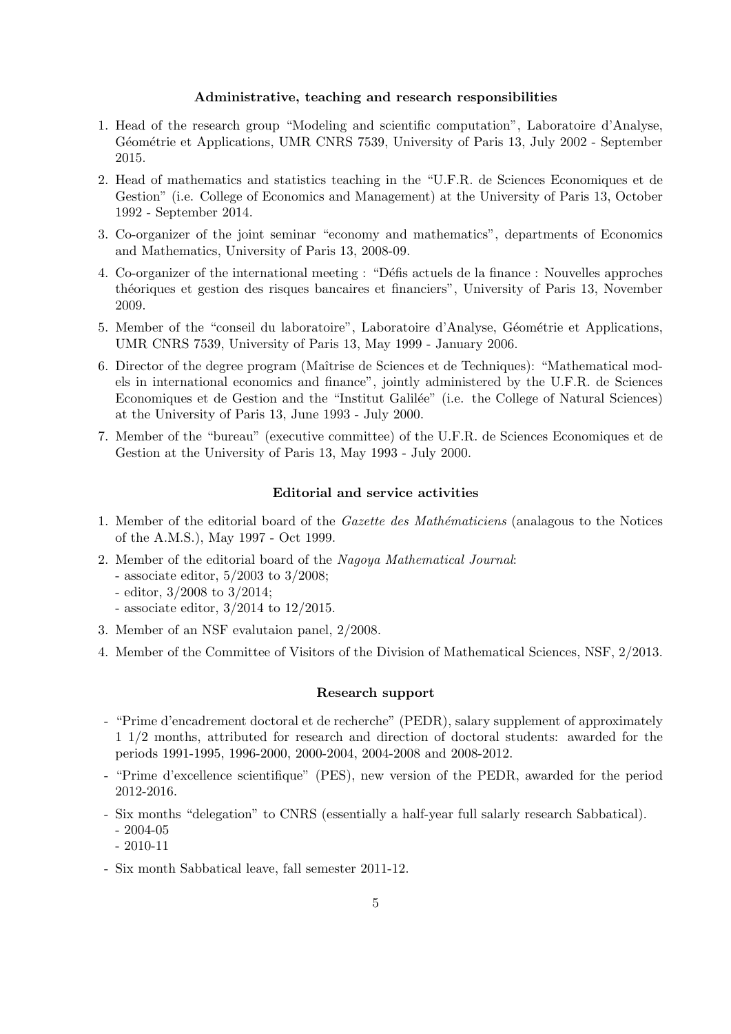## Administrative, teaching and research responsibilities

1. Head of the research group "Modeling and scientific computation", Laboratoire d'Analyse, Géométrie et Applications, UMR CNRS 7539, University of Paris 13, July 2002 - September 2015.
2. Head of mathematics and statistics teaching in the "U.F.R. de Sciences Economiques et de Gestion" (i.e. College of Economics and Management) at the University of Paris 13, October 1992 - September 2014.
3. Co-organizer of the joint seminar "economy and mathematics", departments of Economics and Mathematics, University of Paris 13, 2008-09.
4. Co-organizer of the international meeting : "Défis actuels de la finance : Nouvelles approches théoriques et gestion des risques bancaires et financiers", University of Paris 13, November 2009.
5. Member of the "conseil du laboratoire", Laboratoire d'Analyse, Géométrie et Applications, UMR CNRS 7539, University of Paris 13, May 1999 - January 2006.
6. Director of the degree program (Maîtrise de Sciences et de Techniques): "Mathematical models in international economics and finance", jointly administered by the U.F.R. de Sciences Economiques et de Gestion and the "Institut Galilée" (i.e. the College of Natural Sciences) at the University of Paris 13, June 1993 - July 2000.
7. Member of the "bureau" (executive committee) of the U.F.R. de Sciences Economiques et de Gestion at the University of Paris 13, May 1993 - July 2000.

## Editorial and service activities

1. Member of the editorial board of the *Gazette des Mathématiciens* (analagous to the Notices of the A.M.S.), May 1997 - Oct 1999.
2. Member of the editorial board of the *Nagoya Mathematical Journal*:
   - associate editor, 5/2003 to 3/2008;
   - editor, 3/2008 to 3/2014;
   - associate editor, 3/2014 to 12/2015.
3. Member of an NSF evalutaion panel, 2/2008.
4. Member of the Committee of Visitors of the Division of Mathematical Sciences, NSF, 2/2013.

## Research support

- "Prime d'encadrement doctoral et de recherche" (PEDR), salary supplement of approximately 1 1/2 months, attributed for research and direction of doctoral students: awarded for the periods 1991-1995, 1996-2000, 2000-2004, 2004-2008 and 2008-2012.
- "Prime d'excellence scientifique" (PES), new version of the PEDR, awarded for the period 2012-2016.
- Six months "delegation" to CNRS (essentially a half-year full salarly research Sabbatical).
  - 2004-05
  - 2010-11
- Six month Sabbatical leave, fall semester 2011-12.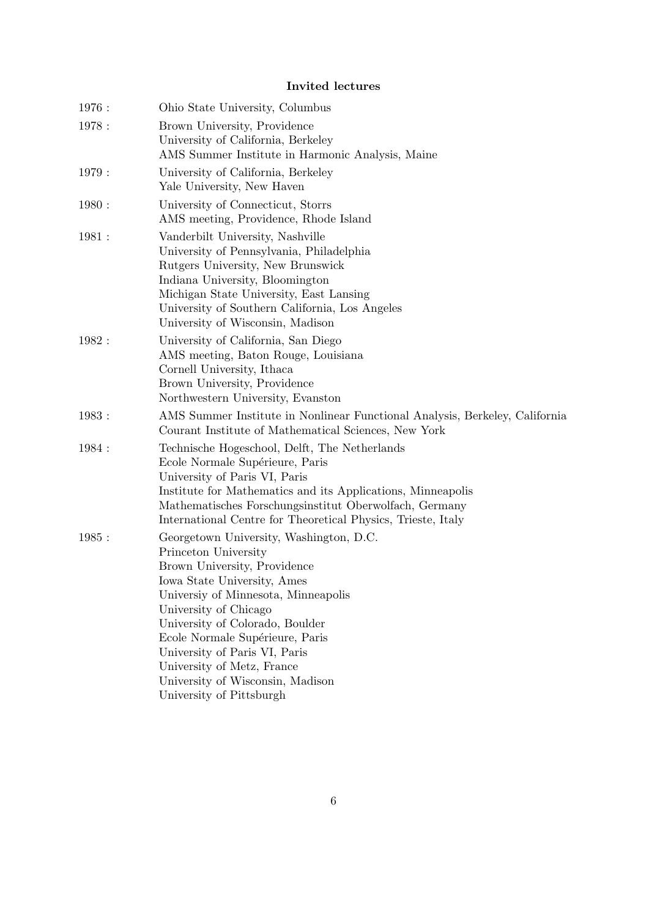**Invited lectures**

1976 : Ohio State University, Columbus

1978 : Brown University, Providence
University of California, Berkeley
AMS Summer Institute in Harmonic Analysis, Maine

1979 : University of California, Berkeley
Yale University, New Haven

1980 : University of Connecticut, Storrs
AMS meeting, Providence, Rhode Island

1981 : Vanderbilt University, Nashville
University of Pennsylvania, Philadelphia
Rutgers University, New Brunswick
Indiana University, Bloomington
Michigan State University, East Lansing
University of Southern California, Los Angeles
University of Wisconsin, Madison

1982 : University of California, San Diego
AMS meeting, Baton Rouge, Louisiana
Cornell University, Ithaca
Brown University, Providence
Northwestern University, Evanston

1983 : AMS Summer Institute in Nonlinear Functional Analysis, Berkeley, California
Courant Institute of Mathematical Sciences, New York

1984 : Technische Hogeschool, Delft, The Netherlands
Ecole Normale Supérieure, Paris
University of Paris VI, Paris
Institute for Mathematics and its Applications, Minneapolis
Mathematisches Forschungsinstitut Oberwolfach, Germany
International Centre for Theoretical Physics, Trieste, Italy

1985 : Georgetown University, Washington, D.C.
Princeton University
Brown University, Providence
Iowa State University, Ames
Universiy of Minnesota, Minneapolis
University of Chicago
University of Colorado, Boulder
Ecole Normale Supérieure, Paris
University of Paris VI, Paris
University of Metz, France
University of Wisconsin, Madison
University of Pittsburgh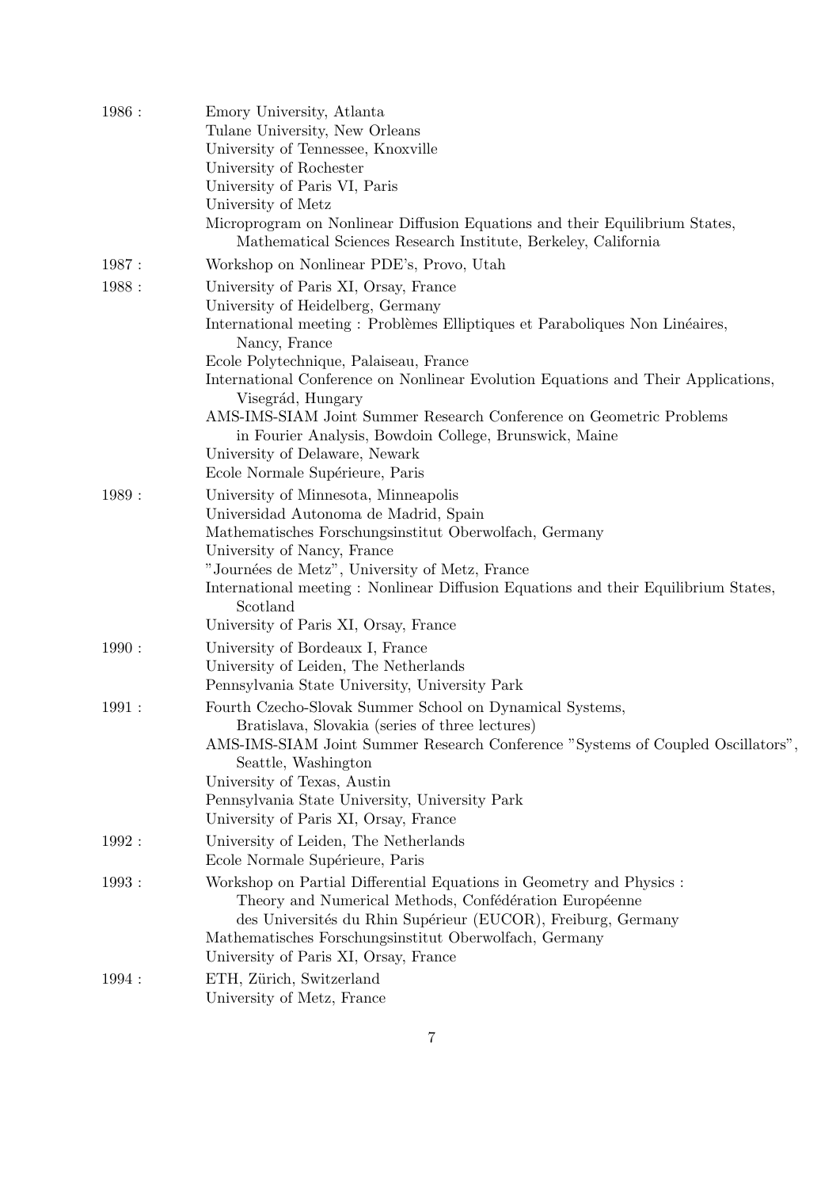1986 :
Emory University, Atlanta
Tulane University, New Orleans
University of Tennessee, Knoxville
University of Rochester
University of Paris VI, Paris
University of Metz
Microprogram on Nonlinear Diffusion Equations and their Equilibrium States, Mathematical Sciences Research Institute, Berkeley, California

1987 :
Workshop on Nonlinear PDE's, Provo, Utah

1988 :
University of Paris XI, Orsay, France
University of Heidelberg, Germany
International meeting : Problèmes Elliptiques et Paraboliques Non Linéaires, Nancy, France
Ecole Polytechnique, Palaiseau, France
International Conference on Nonlinear Evolution Equations and Their Applications, Visegrád, Hungary
AMS-IMS-SIAM Joint Summer Research Conference on Geometric Problems in Fourier Analysis, Bowdoin College, Brunswick, Maine
University of Delaware, Newark
Ecole Normale Supérieure, Paris

1989 :
University of Minnesota, Minneapolis
Universidad Autonoma de Madrid, Spain
Mathematisches Forschungsinstitut Oberwolfach, Germany
University of Nancy, France
"Journées de Metz", University of Metz, France
International meeting : Nonlinear Diffusion Equations and their Equilibrium States, Scotland
University of Paris XI, Orsay, France

1990 :
University of Bordeaux I, France
University of Leiden, The Netherlands
Pennsylvania State University, University Park

1991 :
Fourth Czecho-Slovak Summer School on Dynamical Systems, Bratislava, Slovakia (series of three lectures)
AMS-IMS-SIAM Joint Summer Research Conference "Systems of Coupled Oscillators", Seattle, Washington
University of Texas, Austin
Pennsylvania State University, University Park
University of Paris XI, Orsay, France

1992 :
University of Leiden, The Netherlands
Ecole Normale Supérieure, Paris

1993 :
Workshop on Partial Differential Equations in Geometry and Physics : Theory and Numerical Methods, Confédération Européenne des Universités du Rhin Supérieur (EUCOR), Freiburg, Germany
Mathematisches Forschungsinstitut Oberwolfach, Germany
University of Paris XI, Orsay, France

1994 :
ETH, Zürich, Switzerland
University of Metz, France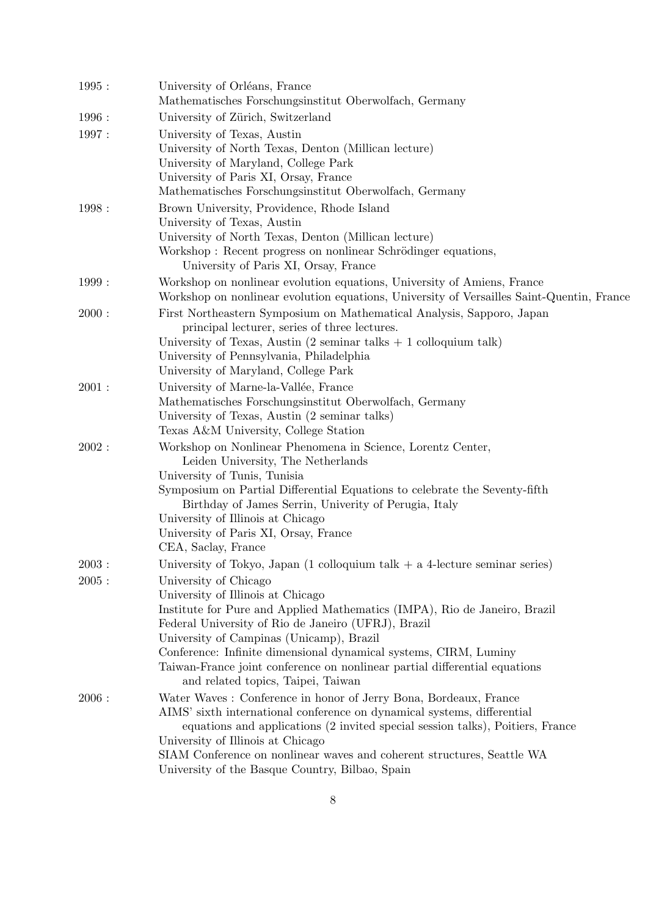1995 : University of Orléans, France
Mathematisches Forschungsinstitut Oberwolfach, Germany

1996 : University of Zürich, Switzerland

1997 : University of Texas, Austin
University of North Texas, Denton (Millican lecture)
University of Maryland, College Park
University of Paris XI, Orsay, France
Mathematisches Forschungsinstitut Oberwolfach, Germany

1998 : Brown University, Providence, Rhode Island
University of Texas, Austin
University of North Texas, Denton (Millican lecture)
Workshop : Recent progress on nonlinear Schrödinger equations,
University of Paris XI, Orsay, France

1999 : Workshop on nonlinear evolution equations, University of Amiens, France
Workshop on nonlinear evolution equations, University of Versailles Saint-Quentin, France

2000 : First Northeastern Symposium on Mathematical Analysis, Sapporo, Japan
principal lecturer, series of three lectures.
University of Texas, Austin (2 seminar talks + 1 colloquium talk)
University of Pennsylvania, Philadelphia
University of Maryland, College Park

2001 : University of Marne-la-Vallée, France
Mathematisches Forschungsinstitut Oberwolfach, Germany
University of Texas, Austin (2 seminar talks)
Texas A&M University, College Station

2002 : Workshop on Nonlinear Phenomena in Science, Lorentz Center,
Leiden University, The Netherlands
University of Tunis, Tunisia
Symposium on Partial Differential Equations to celebrate the Seventy-fifth
Birthday of James Serrin, Univerity of Perugia, Italy
University of Illinois at Chicago
University of Paris XI, Orsay, France
CEA, Saclay, France

2003 : University of Tokyo, Japan (1 colloquium talk + a 4-lecture seminar series)

2005 : University of Chicago
University of Illinois at Chicago
Institute for Pure and Applied Mathematics (IMPA), Rio de Janeiro, Brazil
Federal University of Rio de Janeiro (UFRJ), Brazil
University of Campinas (Unicamp), Brazil
Conference: Infinite dimensional dynamical systems, CIRM, Luminy
Taiwan-France joint conference on nonlinear partial differential equations
and related topics, Taipei, Taiwan

2006 : Water Waves : Conference in honor of Jerry Bona, Bordeaux, France
AIMS' sixth international conference on dynamical systems, differential
equations and applications (2 invited special session talks), Poitiers, France
University of Illinois at Chicago
SIAM Conference on nonlinear waves and coherent structures, Seattle WA
University of the Basque Country, Bilbao, Spain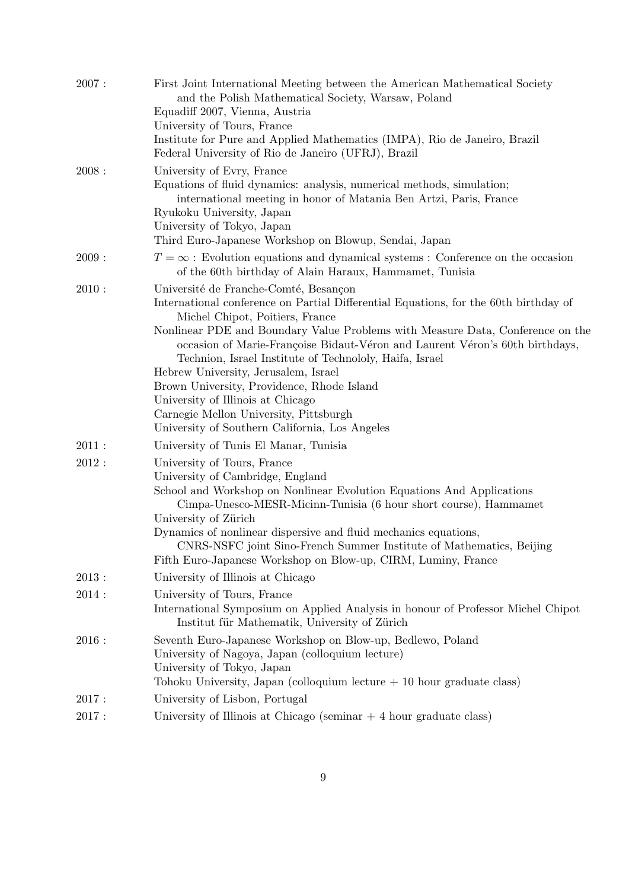2007 : First Joint International Meeting between the American Mathematical Society and the Polish Mathematical Society, Warsaw, Poland
Equadiff 2007, Vienna, Austria
University of Tours, France
Institute for Pure and Applied Mathematics (IMPA), Rio de Janeiro, Brazil
Federal University of Rio de Janeiro (UFRJ), Brazil

2008 : University of Evry, France
Equations of fluid dynamics: analysis, numerical methods, simulation; international meeting in honor of Matania Ben Artzi, Paris, France
Ryukoku University, Japan
University of Tokyo, Japan
Third Euro-Japanese Workshop on Blowup, Sendai, Japan

2009 : $T = \infty$ : Evolution equations and dynamical systems : Conference on the occasion of the 60th birthday of Alain Haraux, Hammamet, Tunisia

2010 : Université de Franche-Comté, Besançon
International conference on Partial Differential Equations, for the 60th birthday of Michel Chipot, Poitiers, France
Nonlinear PDE and Boundary Value Problems with Measure Data, Conference on the occasion of Marie-Françoise Bidaut-Véron and Laurent Véron's 60th birthdays, Technion, Israel Institute of Technololy, Haifa, Israel
Hebrew University, Jerusalem, Israel
Brown University, Providence, Rhode Island
University of Illinois at Chicago
Carnegie Mellon University, Pittsburgh
University of Southern California, Los Angeles

2011 : University of Tunis El Manar, Tunisia

2012 : University of Tours, France
University of Cambridge, England
School and Workshop on Nonlinear Evolution Equations And Applications Cimpa-Unesco-MESR-Micinn-Tunisia (6 hour short course), Hammamet
University of Zürich
Dynamics of nonlinear dispersive and fluid mechanics equations, CNRS-NSFC joint Sino-French Summer Institute of Mathematics, Beijing
Fifth Euro-Japanese Workshop on Blow-up, CIRM, Luminy, France

2013 : University of Illinois at Chicago

2014 : University of Tours, France
International Symposium on Applied Analysis in honour of Professor Michel Chipot Institut für Mathematik, University of Zürich

2016 : Seventh Euro-Japanese Workshop on Blow-up, Bedlewo, Poland
University of Nagoya, Japan (colloquium lecture)
University of Tokyo, Japan
Tohoku University, Japan (colloquium lecture + 10 hour graduate class)

2017 : University of Lisbon, Portugal

2017 : University of Illinois at Chicago (seminar + 4 hour graduate class)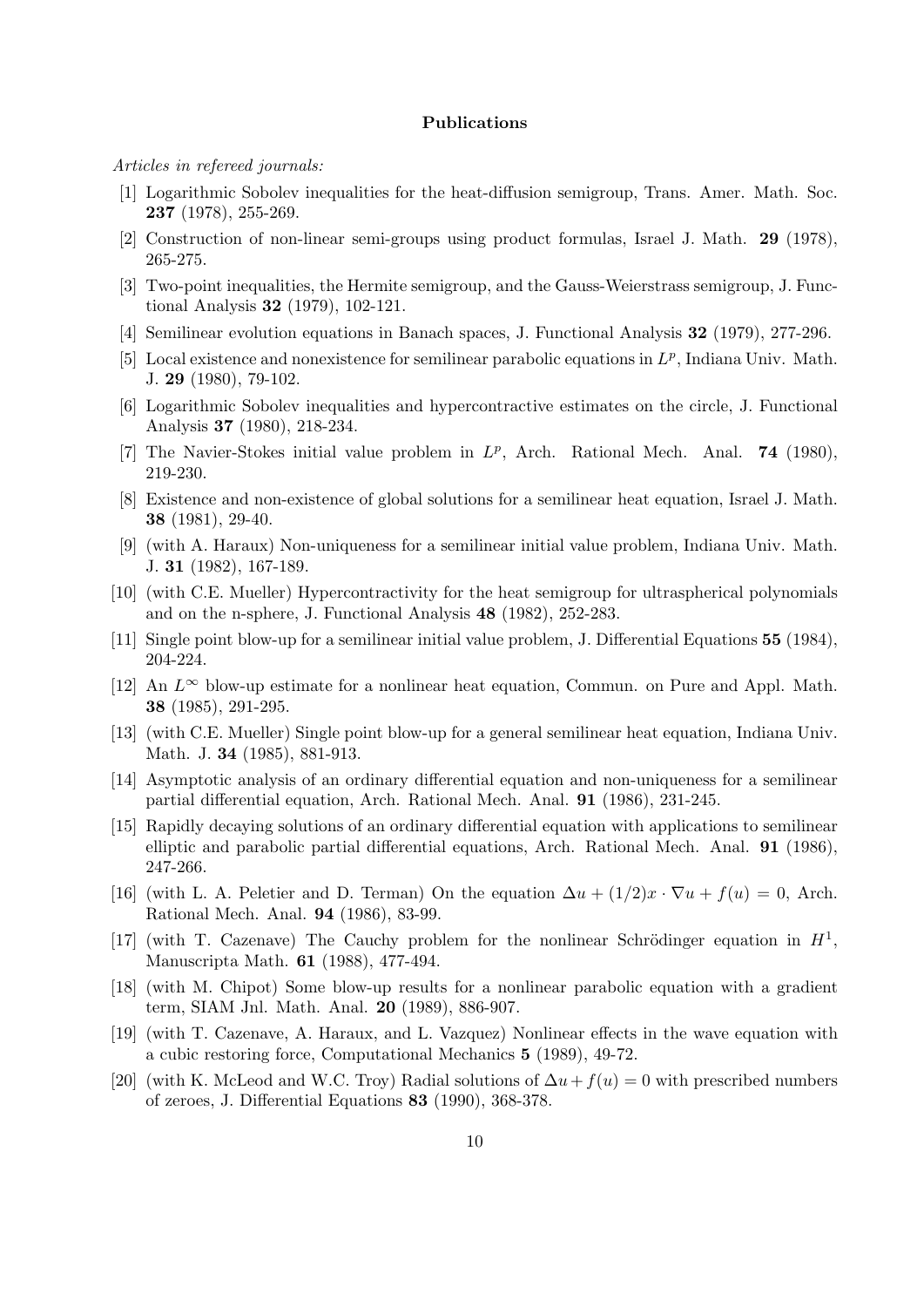**Publications**

*Articles in refereed journals:*

[1] Logarithmic Sobolev inequalities for the heat-diffusion semigroup, Trans. Amer. Math. Soc. **237** (1978), 255-269.

[2] Construction of non-linear semi-groups using product formulas, Israel J. Math. **29** (1978), 265-275.

[3] Two-point inequalities, the Hermite semigroup, and the Gauss-Weierstrass semigroup, J. Functional Analysis **32** (1979), 102-121.

[4] Semilinear evolution equations in Banach spaces, J. Functional Analysis **32** (1979), 277-296.

[5] Local existence and nonexistence for semilinear parabolic equations in $L^p$, Indiana Univ. Math. J. **29** (1980), 79-102.

[6] Logarithmic Sobolev inequalities and hypercontractive estimates on the circle, J. Functional Analysis **37** (1980), 218-234.

[7] The Navier-Stokes initial value problem in $L^p$, Arch. Rational Mech. Anal. **74** (1980), 219-230.

[8] Existence and non-existence of global solutions for a semilinear heat equation, Israel J. Math. **38** (1981), 29-40.

[9] (with A. Haraux) Non-uniqueness for a semilinear initial value problem, Indiana Univ. Math. J. **31** (1982), 167-189.

[10] (with C.E. Mueller) Hypercontractivity for the heat semigroup for ultraspherical polynomials and on the n-sphere, J. Functional Analysis **48** (1982), 252-283.

[11] Single point blow-up for a semilinear initial value problem, J. Differential Equations **55** (1984), 204-224.

[12] An $L^\infty$ blow-up estimate for a nonlinear heat equation, Commun. on Pure and Appl. Math. **38** (1985), 291-295.

[13] (with C.E. Mueller) Single point blow-up for a general semilinear heat equation, Indiana Univ. Math. J. **34** (1985), 881-913.

[14] Asymptotic analysis of an ordinary differential equation and non-uniqueness for a semilinear partial differential equation, Arch. Rational Mech. Anal. **91** (1986), 231-245.

[15] Rapidly decaying solutions of an ordinary differential equation with applications to semilinear elliptic and parabolic partial differential equations, Arch. Rational Mech. Anal. **91** (1986), 247-266.

[16] (with L. A. Peletier and D. Terman) On the equation $\Delta u + (1/2)x \cdot \nabla u + f(u) = 0$, Arch. Rational Mech. Anal. **94** (1986), 83-99.

[17] (with T. Cazenave) The Cauchy problem for the nonlinear Schrödinger equation in $H^1$, Manuscripta Math. **61** (1988), 477-494.

[18] (with M. Chipot) Some blow-up results for a nonlinear parabolic equation with a gradient term, SIAM Jnl. Math. Anal. **20** (1989), 886-907.

[19] (with T. Cazenave, A. Haraux, and L. Vazquez) Nonlinear effects in the wave equation with a cubic restoring force, Computational Mechanics **5** (1989), 49-72.

[20] (with K. McLeod and W.C. Troy) Radial solutions of $\Delta u + f(u) = 0$ with prescribed numbers of zeroes, J. Differential Equations **83** (1990), 368-378.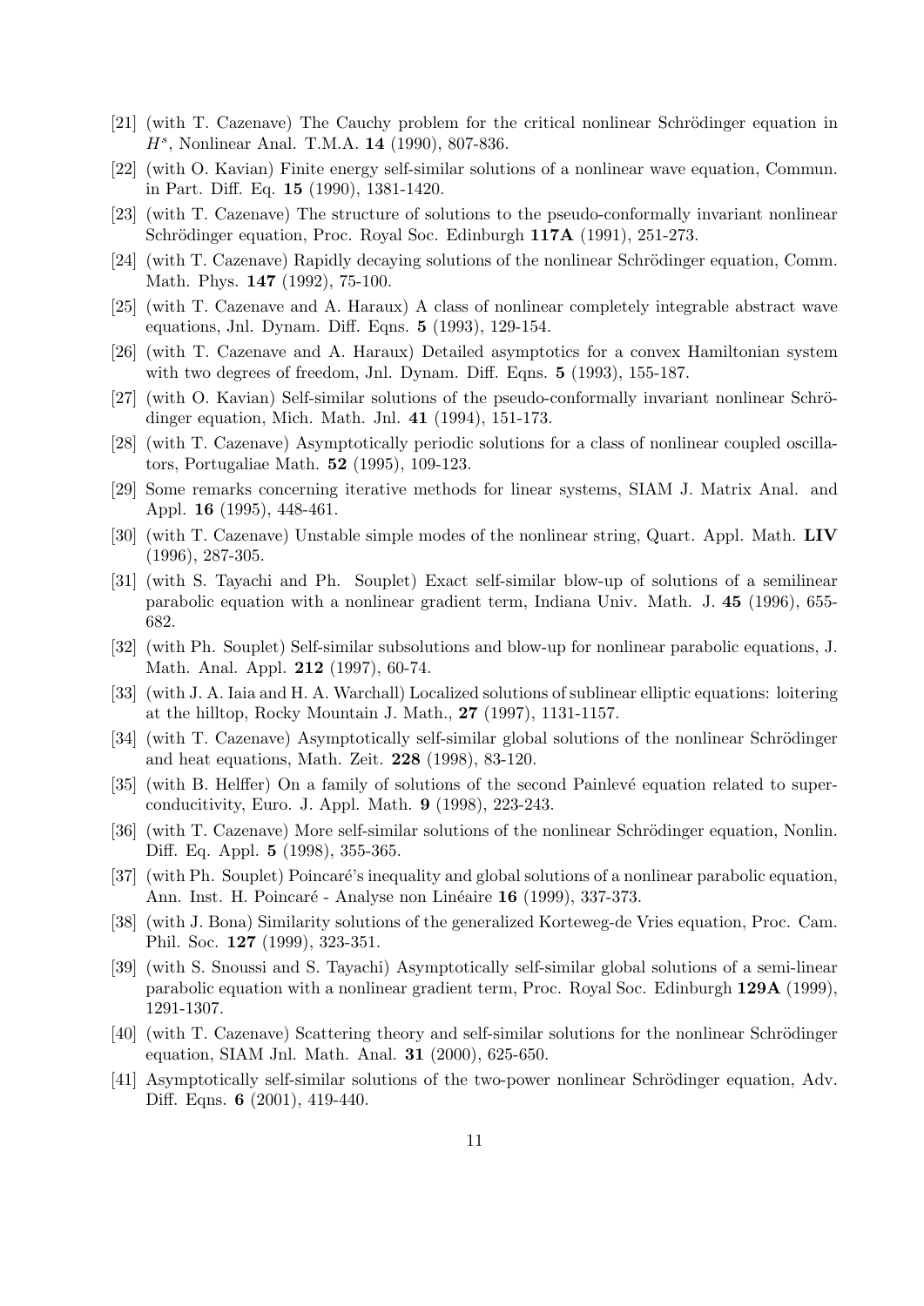[21] (with T. Cazenave) The Cauchy problem for the critical nonlinear Schrödinger equation in $H^s$, Nonlinear Anal. T.M.A. **14** (1990), 807-836.

[22] (with O. Kavian) Finite energy self-similar solutions of a nonlinear wave equation, Commun. in Part. Diff. Eq. **15** (1990), 1381-1420.

[23] (with T. Cazenave) The structure of solutions to the pseudo-conformally invariant nonlinear Schrödinger equation, Proc. Royal Soc. Edinburgh **117A** (1991), 251-273.

[24] (with T. Cazenave) Rapidly decaying solutions of the nonlinear Schrödinger equation, Comm. Math. Phys. **147** (1992), 75-100.

[25] (with T. Cazenave and A. Haraux) A class of nonlinear completely integrable abstract wave equations, Jnl. Dynam. Diff. Eqns. **5** (1993), 129-154.

[26] (with T. Cazenave and A. Haraux) Detailed asymptotics for a convex Hamiltonian system with two degrees of freedom, Jnl. Dynam. Diff. Eqns. **5** (1993), 155-187.

[27] (with O. Kavian) Self-similar solutions of the pseudo-conformally invariant nonlinear Schrödinger equation, Mich. Math. Jnl. **41** (1994), 151-173.

[28] (with T. Cazenave) Asymptotically periodic solutions for a class of nonlinear coupled oscillators, Portugaliae Math. **52** (1995), 109-123.

[29] Some remarks concerning iterative methods for linear systems, SIAM J. Matrix Anal. and Appl. **16** (1995), 448-461.

[30] (with T. Cazenave) Unstable simple modes of the nonlinear string, Quart. Appl. Math. **LIV** (1996), 287-305.

[31] (with S. Tayachi and Ph. Souplet) Exact self-similar blow-up of solutions of a semilinear parabolic equation with a nonlinear gradient term, Indiana Univ. Math. J. **45** (1996), 655-682.

[32] (with Ph. Souplet) Self-similar subsolutions and blow-up for nonlinear parabolic equations, J. Math. Anal. Appl. **212** (1997), 60-74.

[33] (with J. A. Iaia and H. A. Warchall) Localized solutions of sublinear elliptic equations: loitering at the hilltop, Rocky Mountain J. Math., **27** (1997), 1131-1157.

[34] (with T. Cazenave) Asymptotically self-similar global solutions of the nonlinear Schrödinger and heat equations, Math. Zeit. **228** (1998), 83-120.

[35] (with B. Helffer) On a family of solutions of the second Painlevé equation related to superconducitivity, Euro. J. Appl. Math. **9** (1998), 223-243.

[36] (with T. Cazenave) More self-similar solutions of the nonlinear Schrödinger equation, Nonlin. Diff. Eq. Appl. **5** (1998), 355-365.

[37] (with Ph. Souplet) Poincaré's inequality and global solutions of a nonlinear parabolic equation, Ann. Inst. H. Poincaré - Analyse non Linéaire **16** (1999), 337-373.

[38] (with J. Bona) Similarity solutions of the generalized Korteweg-de Vries equation, Proc. Cam. Phil. Soc. **127** (1999), 323-351.

[39] (with S. Snoussi and S. Tayachi) Asymptotically self-similar global solutions of a semi-linear parabolic equation with a nonlinear gradient term, Proc. Royal Soc. Edinburgh **129A** (1999), 1291-1307.

[40] (with T. Cazenave) Scattering theory and self-similar solutions for the nonlinear Schrödinger equation, SIAM Jnl. Math. Anal. **31** (2000), 625-650.

[41] Asymptotically self-similar solutions of the two-power nonlinear Schrödinger equation, Adv. Diff. Eqns. **6** (2001), 419-440.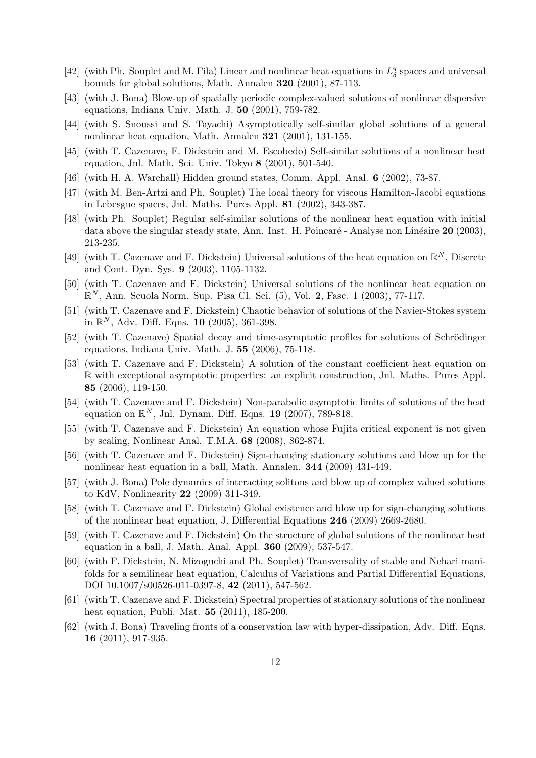[42] (with Ph. Souplet and M. Fila) Linear and nonlinear heat equations in $L^q_\delta$ spaces and universal bounds for global solutions, Math. Annalen **320** (2001), 87-113.

[43] (with J. Bona) Blow-up of spatially periodic complex-valued solutions of nonlinear dispersive equations, Indiana Univ. Math. J. **50** (2001), 759-782.

[44] (with S. Snoussi and S. Tayachi) Asymptotically self-similar global solutions of a general nonlinear heat equation, Math. Annalen **321** (2001), 131-155.

[45] (with T. Cazenave, F. Dickstein and M. Escobedo) Self-similar solutions of a nonlinear heat equation, Jnl. Math. Sci. Univ. Tokyo **8** (2001), 501-540.

[46] (with H. A. Warchall) Hidden ground states, Comm. Appl. Anal. **6** (2002), 73-87.

[47] (with M. Ben-Artzi and Ph. Souplet) The local theory for viscous Hamilton-Jacobi equations in Lebesgue spaces, Jnl. Maths. Pures Appl. **81** (2002), 343-387.

[48] (with Ph. Souplet) Regular self-similar solutions of the nonlinear heat equation with initial data above the singular steady state, Ann. Inst. H. Poincaré - Analyse non Linéaire **20** (2003), 213-235.

[49] (with T. Cazenave and F. Dickstein) Universal solutions of the heat equation on $\mathbb{R}^N$, Discrete and Cont. Dyn. Sys. **9** (2003), 1105-1132.

[50] (with T. Cazenave and F. Dickstein) Universal solutions of the nonlinear heat equation on $\mathbb{R}^N$, Ann. Scuola Norm. Sup. Pisa Cl. Sci. (5), Vol. **2**, Fasc. 1 (2003), 77-117.

[51] (with T. Cazenave and F. Dickstein) Chaotic behavior of solutions of the Navier-Stokes system in $\mathbb{R}^N$, Adv. Diff. Eqns. **10** (2005), 361-398.

[52] (with T. Cazenave) Spatial decay and time-asymptotic profiles for solutions of Schrödinger equations, Indiana Univ. Math. J. **55** (2006), 75-118.

[53] (with T. Cazenave and F. Dickstein) A solution of the constant coefficient heat equation on $\mathbb{R}$ with exceptional asymptotic properties: an explicit construction, Jnl. Maths. Pures Appl. **85** (2006), 119-150.

[54] (with T. Cazenave and F. Dickstein) Non-parabolic asymptotic limits of solutions of the heat equation on $\mathbb{R}^N$, Jnl. Dynam. Diff. Eqns. **19** (2007), 789-818.

[55] (with T. Cazenave and F. Dickstein) An equation whose Fujita critical exponent is not given by scaling, Nonlinear Anal. T.M.A. **68** (2008), 862-874.

[56] (with T. Cazenave and F. Dickstein) Sign-changing stationary solutions and blow up for the nonlinear heat equation in a ball, Math. Annalen. **344** (2009) 431-449.

[57] (with J. Bona) Pole dynamics of interacting solitons and blow up of complex valued solutions to KdV, Nonlinearity **22** (2009) 311-349.

[58] (with T. Cazenave and F. Dickstein) Global existence and blow up for sign-changing solutions of the nonlinear heat equation, J. Differential Equations **246** (2009) 2669-2680.

[59] (with T. Cazenave and F. Dickstein) On the structure of global solutions of the nonlinear heat equation in a ball, J. Math. Anal. Appl. **360** (2009), 537-547.

[60] (with F. Dickstein, N. Mizoguchi and Ph. Souplet) Transversality of stable and Nehari manifolds for a semilinear heat equation, Calculus of Variations and Partial Differential Equations, DOI 10.1007/s00526-011-0397-8, **42** (2011), 547-562.

[61] (with T. Cazenave and F. Dickstein) Spectral properties of stationary solutions of the nonlinear heat equation, Publi. Mat. **55** (2011), 185-200.

[62] (with J. Bona) Traveling fronts of a conservation law with hyper-dissipation, Adv. Diff. Eqns. **16** (2011), 917-935.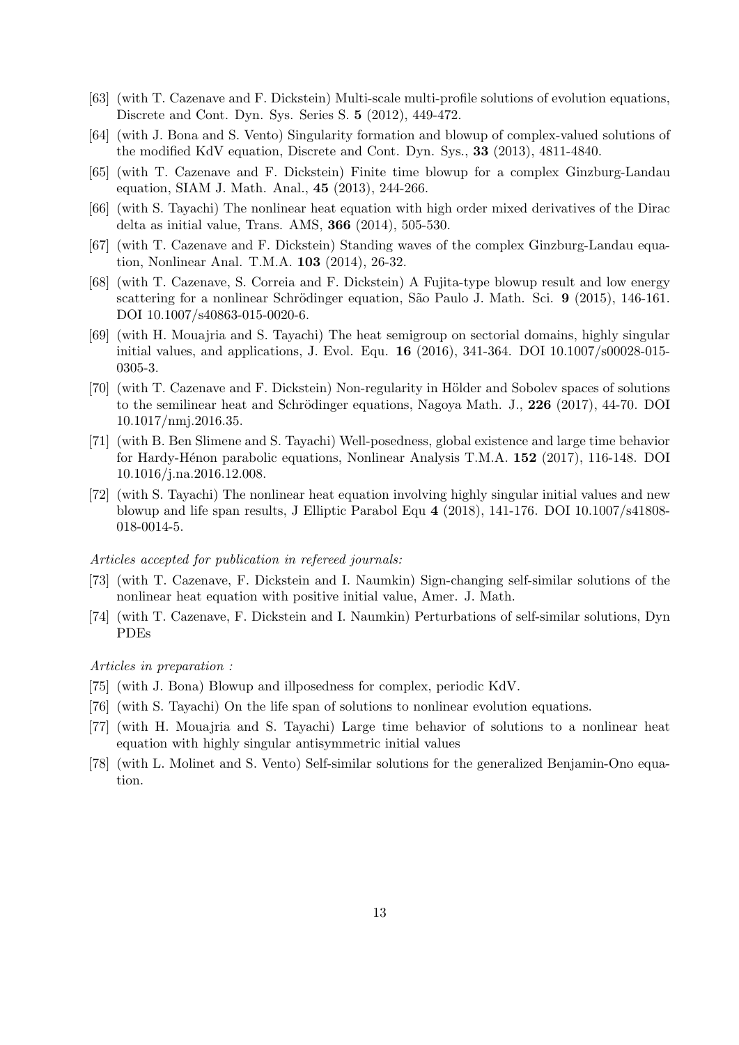[63] (with T. Cazenave and F. Dickstein) Multi-scale multi-profile solutions of evolution equations, Discrete and Cont. Dyn. Sys. Series S. **5** (2012), 449-472.

[64] (with J. Bona and S. Vento) Singularity formation and blowup of complex-valued solutions of the modified KdV equation, Discrete and Cont. Dyn. Sys., **33** (2013), 4811-4840.

[65] (with T. Cazenave and F. Dickstein) Finite time blowup for a complex Ginzburg-Landau equation, SIAM J. Math. Anal., **45** (2013), 244-266.

[66] (with S. Tayachi) The nonlinear heat equation with high order mixed derivatives of the Dirac delta as initial value, Trans. AMS, **366** (2014), 505-530.

[67] (with T. Cazenave and F. Dickstein) Standing waves of the complex Ginzburg-Landau equation, Nonlinear Anal. T.M.A. **103** (2014), 26-32.

[68] (with T. Cazenave, S. Correia and F. Dickstein) A Fujita-type blowup result and low energy scattering for a nonlinear Schrödinger equation, São Paulo J. Math. Sci. **9** (2015), 146-161. DOI 10.1007/s40863-015-0020-6.

[69] (with H. Mouajria and S. Tayachi) The heat semigroup on sectorial domains, highly singular initial values, and applications, J. Evol. Equ. **16** (2016), 341-364. DOI 10.1007/s00028-015-0305-3.

[70] (with T. Cazenave and F. Dickstein) Non-regularity in Hölder and Sobolev spaces of solutions to the semilinear heat and Schrödinger equations, Nagoya Math. J., **226** (2017), 44-70. DOI 10.1017/nmj.2016.35.

[71] (with B. Ben Slimene and S. Tayachi) Well-posedness, global existence and large time behavior for Hardy-Hénon parabolic equations, Nonlinear Analysis T.M.A. **152** (2017), 116-148. DOI 10.1016/j.na.2016.12.008.

[72] (with S. Tayachi) The nonlinear heat equation involving highly singular initial values and new blowup and life span results, J Elliptic Parabol Equ **4** (2018), 141-176. DOI 10.1007/s41808-018-0014-5.

*Articles accepted for publication in refereed journals:*

[73] (with T. Cazenave, F. Dickstein and I. Naumkin) Sign-changing self-similar solutions of the nonlinear heat equation with positive initial value, Amer. J. Math.

[74] (with T. Cazenave, F. Dickstein and I. Naumkin) Perturbations of self-similar solutions, Dyn PDEs

*Articles in preparation :*

[75] (with J. Bona) Blowup and illposedness for complex, periodic KdV.

[76] (with S. Tayachi) On the life span of solutions to nonlinear evolution equations.

[77] (with H. Mouajria and S. Tayachi) Large time behavior of solutions to a nonlinear heat equation with highly singular antisymmetric initial values

[78] (with L. Molinet and S. Vento) Self-similar solutions for the generalized Benjamin-Ono equation.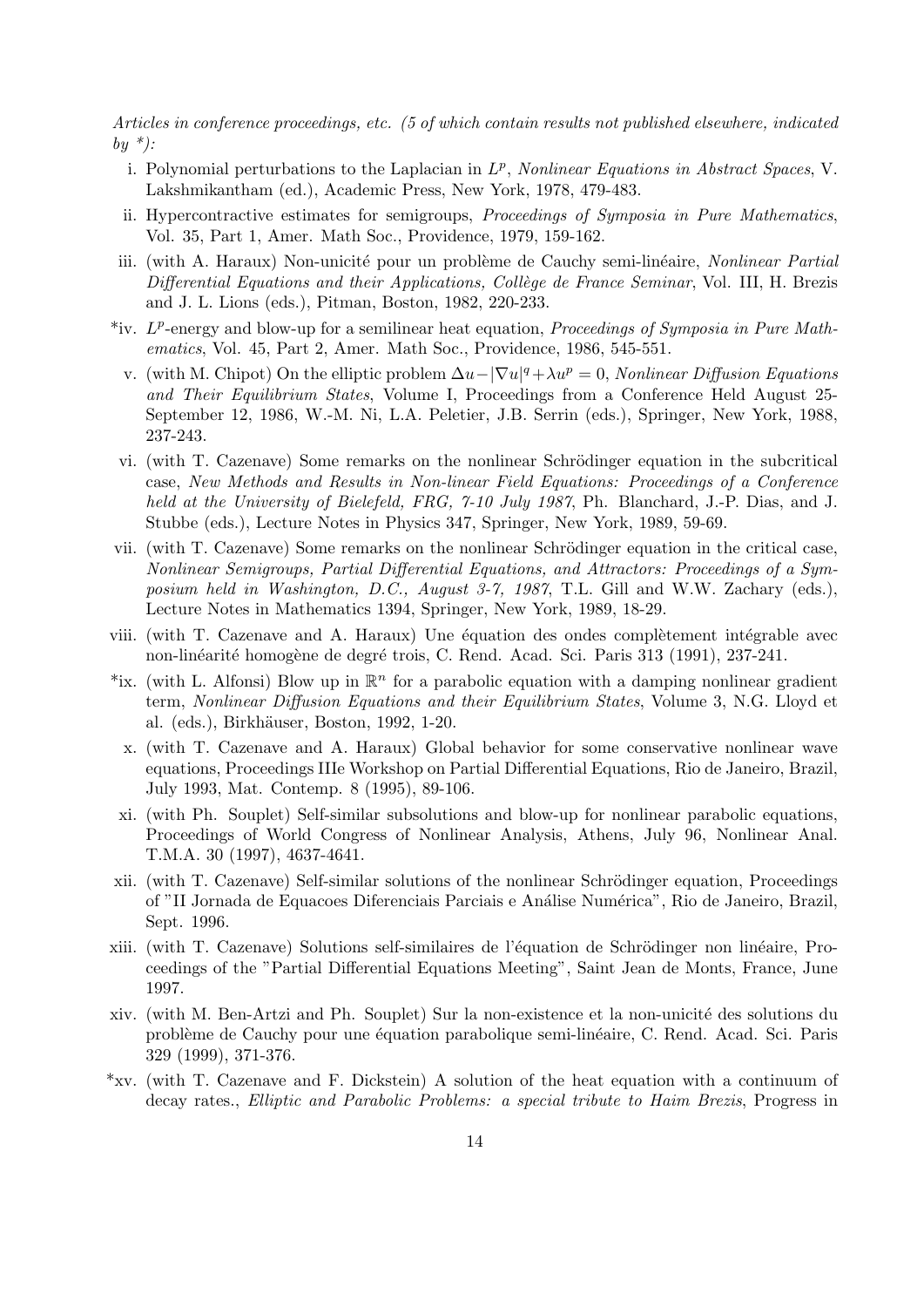*Articles in conference proceedings, etc. (5 of which contain results not published elsewhere, indicated by \*):*

i. Polynomial perturbations to the Laplacian in $L^p$, *Nonlinear Equations in Abstract Spaces*, V. Lakshmikantham (ed.), Academic Press, New York, 1978, 479-483.

ii. Hypercontractive estimates for semigroups, *Proceedings of Symposia in Pure Mathematics*, Vol. 35, Part 1, Amer. Math Soc., Providence, 1979, 159-162.

iii. (with A. Haraux) Non-unicité pour un problème de Cauchy semi-linéaire, *Nonlinear Partial Differential Equations and their Applications, Collège de France Seminar*, Vol. III, H. Brezis and J. L. Lions (eds.), Pitman, Boston, 1982, 220-233.

\*iv. $L^p$-energy and blow-up for a semilinear heat equation, *Proceedings of Symposia in Pure Mathematics*, Vol. 45, Part 2, Amer. Math Soc., Providence, 1986, 545-551.

v. (with M. Chipot) On the elliptic problem $\Delta u - |\nabla u|^q + \lambda u^p = 0$, *Nonlinear Diffusion Equations and Their Equilibrium States*, Volume I, Proceedings from a Conference Held August 25-September 12, 1986, W.-M. Ni, L.A. Peletier, J.B. Serrin (eds.), Springer, New York, 1988, 237-243.

vi. (with T. Cazenave) Some remarks on the nonlinear Schrödinger equation in the subcritical case, *New Methods and Results in Non-linear Field Equations: Proceedings of a Conference held at the University of Bielefeld, FRG, 7-10 July 1987*, Ph. Blanchard, J.-P. Dias, and J. Stubbe (eds.), Lecture Notes in Physics 347, Springer, New York, 1989, 59-69.

vii. (with T. Cazenave) Some remarks on the nonlinear Schrödinger equation in the critical case, *Nonlinear Semigroups, Partial Differential Equations, and Attractors: Proceedings of a Symposium held in Washington, D.C., August 3-7, 1987*, T.L. Gill and W.W. Zachary (eds.), Lecture Notes in Mathematics 1394, Springer, New York, 1989, 18-29.

viii. (with T. Cazenave and A. Haraux) Une équation des ondes complètement intégrable avec non-linéarité homogène de degré trois, C. Rend. Acad. Sci. Paris 313 (1991), 237-241.

\*ix. (with L. Alfonsi) Blow up in $\mathbb{R}^n$ for a parabolic equation with a damping nonlinear gradient term, *Nonlinear Diffusion Equations and their Equilibrium States*, Volume 3, N.G. Lloyd et al. (eds.), Birkhäuser, Boston, 1992, 1-20.

x. (with T. Cazenave and A. Haraux) Global behavior for some conservative nonlinear wave equations, Proceedings IIIe Workshop on Partial Differential Equations, Rio de Janeiro, Brazil, July 1993, Mat. Contemp. 8 (1995), 89-106.

xi. (with Ph. Souplet) Self-similar subsolutions and blow-up for nonlinear parabolic equations, Proceedings of World Congress of Nonlinear Analysis, Athens, July 96, Nonlinear Anal. T.M.A. 30 (1997), 4637-4641.

xii. (with T. Cazenave) Self-similar solutions of the nonlinear Schrödinger equation, Proceedings of "II Jornada de Equacoes Diferenciais Parciais e Análise Numérica", Rio de Janeiro, Brazil, Sept. 1996.

xiii. (with T. Cazenave) Solutions self-similaires de l'équation de Schrödinger non linéaire, Proceedings of the "Partial Differential Equations Meeting", Saint Jean de Monts, France, June 1997.

xiv. (with M. Ben-Artzi and Ph. Souplet) Sur la non-existence et la non-unicité des solutions du problème de Cauchy pour une équation parabolique semi-linéaire, C. Rend. Acad. Sci. Paris 329 (1999), 371-376.

\*xv. (with T. Cazenave and F. Dickstein) A solution of the heat equation with a continuum of decay rates., *Elliptic and Parabolic Problems: a special tribute to Haim Brezis*, Progress in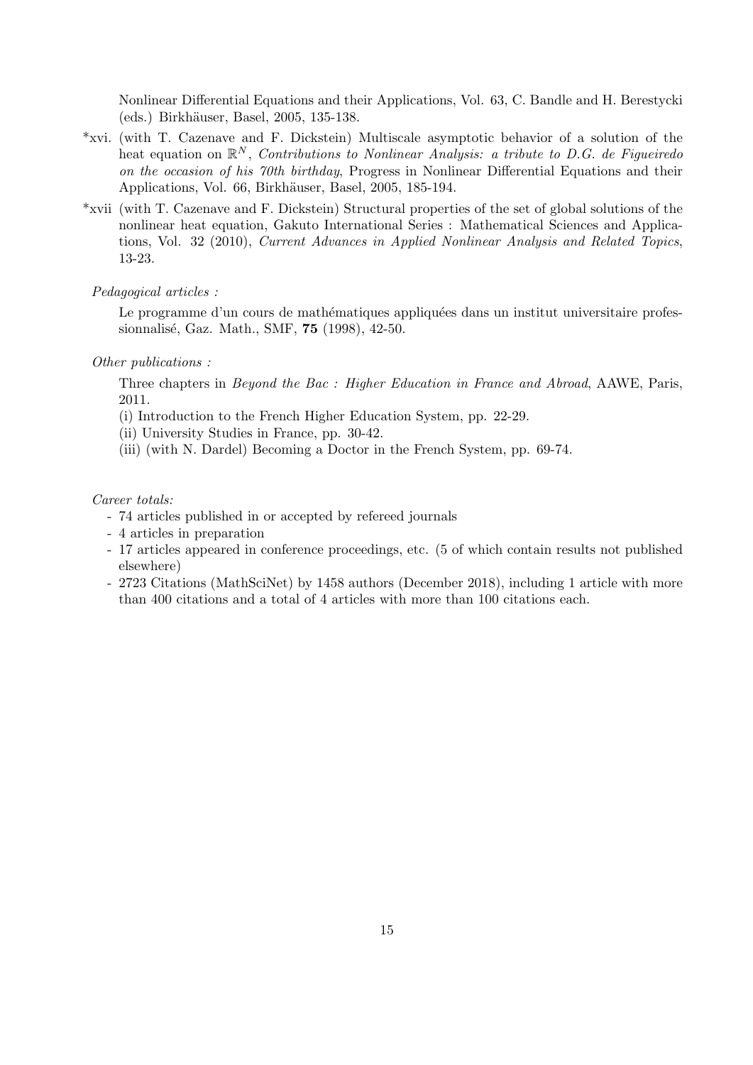Nonlinear Differential Equations and their Applications, Vol. 63, C. Bandle and H. Berestycki (eds.) Birkhäuser, Basel, 2005, 135-138.

*xvi. (with T. Cazenave and F. Dickstein) Multiscale asymptotic behavior of a solution of the heat equation on $\mathbb{R}^N$, *Contributions to Nonlinear Analysis: a tribute to D.G. de Figueiredo on the occasion of his 70th birthday*, Progress in Nonlinear Differential Equations and their Applications, Vol. 66, Birkhäuser, Basel, 2005, 185-194.

*xvii (with T. Cazenave and F. Dickstein) Structural properties of the set of global solutions of the nonlinear heat equation, Gakuto International Series : Mathematical Sciences and Applications, Vol. 32 (2010), *Current Advances in Applied Nonlinear Analysis and Related Topics*, 13-23.

*Pedagogical articles :*

Le programme d'un cours de mathématiques appliquées dans un institut universitaire professionnalisé, Gaz. Math., SMF, **75** (1998), 42-50.

*Other publications :*

Three chapters in *Beyond the Bac : Higher Education in France and Abroad*, AAWE, Paris, 2011.

(i) Introduction to the French Higher Education System, pp. 22-29.

(ii) University Studies in France, pp. 30-42.

(iii) (with N. Dardel) Becoming a Doctor in the French System, pp. 69-74.

*Career totals:*

- 74 articles published in or accepted by refereed journals
- 4 articles in preparation
- 17 articles appeared in conference proceedings, etc. (5 of which contain results not published elsewhere)
- 2723 Citations (MathSciNet) by 1458 authors (December 2018), including 1 article with more than 400 citations and a total of 4 articles with more than 100 citations each.